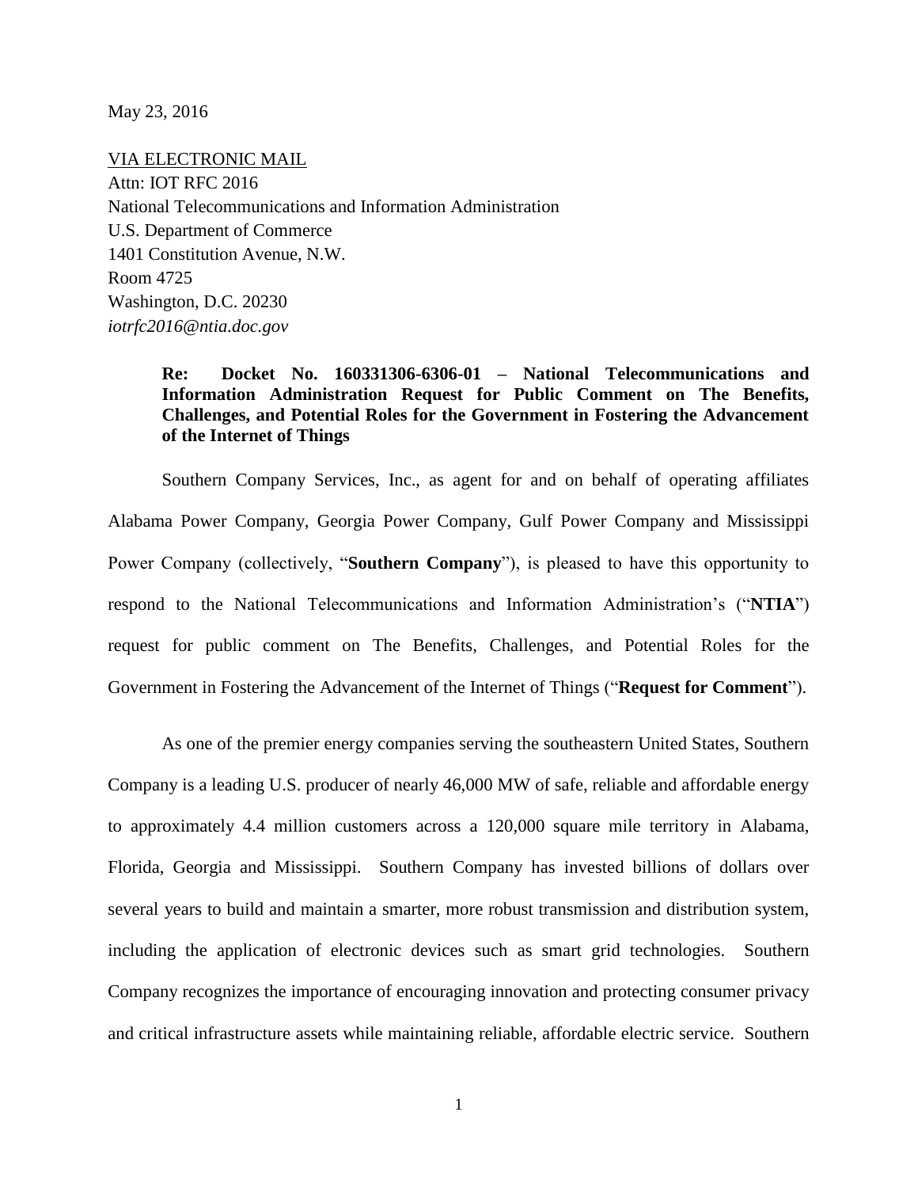May 23, 2016

VIA ELECTRONIC MAIL
Attn: IOT RFC 2016
National Telecommunications and Information Administration
U.S. Department of Commerce
1401 Constitution Avenue, N.W.
Room 4725
Washington, D.C. 20230
*iotrfc2016@ntia.doc.gov*

> **Re: Docket No. 160331306-6306-01 – National Telecommunications and Information Administration Request for Public Comment on The Benefits, Challenges, and Potential Roles for the Government in Fostering the Advancement of the Internet of Things**

Southern Company Services, Inc., as agent for and on behalf of operating affiliates Alabama Power Company, Georgia Power Company, Gulf Power Company and Mississippi Power Company (collectively, "**Southern Company**"), is pleased to have this opportunity to respond to the National Telecommunications and Information Administration's ("**NTIA**") request for public comment on The Benefits, Challenges, and Potential Roles for the Government in Fostering the Advancement of the Internet of Things ("**Request for Comment**").

As one of the premier energy companies serving the southeastern United States, Southern Company is a leading U.S. producer of nearly 46,000 MW of safe, reliable and affordable energy to approximately 4.4 million customers across a 120,000 square mile territory in Alabama, Florida, Georgia and Mississippi. Southern Company has invested billions of dollars over several years to build and maintain a smarter, more robust transmission and distribution system, including the application of electronic devices such as smart grid technologies. Southern Company recognizes the importance of encouraging innovation and protecting consumer privacy and critical infrastructure assets while maintaining reliable, affordable electric service. Southern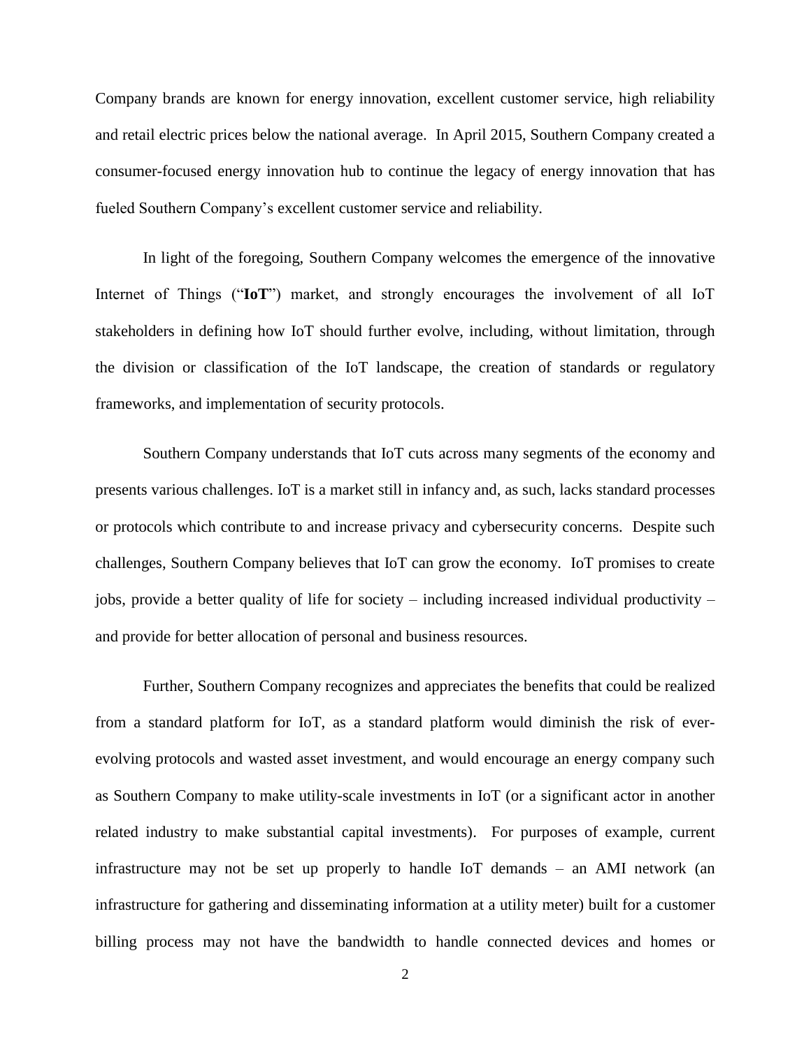Company brands are known for energy innovation, excellent customer service, high reliability and retail electric prices below the national average. In April 2015, Southern Company created a consumer-focused energy innovation hub to continue the legacy of energy innovation that has fueled Southern Company's excellent customer service and reliability.

In light of the foregoing, Southern Company welcomes the emergence of the innovative Internet of Things ("**IoT**") market, and strongly encourages the involvement of all IoT stakeholders in defining how IoT should further evolve, including, without limitation, through the division or classification of the IoT landscape, the creation of standards or regulatory frameworks, and implementation of security protocols.

Southern Company understands that IoT cuts across many segments of the economy and presents various challenges. IoT is a market still in infancy and, as such, lacks standard processes or protocols which contribute to and increase privacy and cybersecurity concerns. Despite such challenges, Southern Company believes that IoT can grow the economy. IoT promises to create jobs, provide a better quality of life for society – including increased individual productivity – and provide for better allocation of personal and business resources.

Further, Southern Company recognizes and appreciates the benefits that could be realized from a standard platform for IoT, as a standard platform would diminish the risk of ever-evolving protocols and wasted asset investment, and would encourage an energy company such as Southern Company to make utility-scale investments in IoT (or a significant actor in another related industry to make substantial capital investments). For purposes of example, current infrastructure may not be set up properly to handle IoT demands – an AMI network (an infrastructure for gathering and disseminating information at a utility meter) built for a customer billing process may not have the bandwidth to handle connected devices and homes or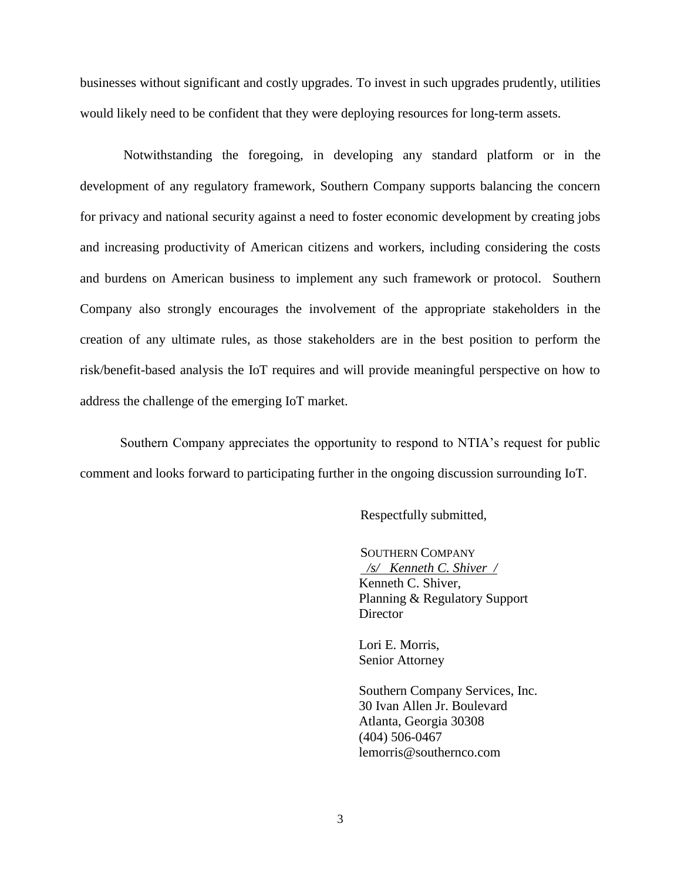businesses without significant and costly upgrades. To invest in such upgrades prudently, utilities would likely need to be confident that they were deploying resources for long-term assets.

Notwithstanding the foregoing, in developing any standard platform or in the development of any regulatory framework, Southern Company supports balancing the concern for privacy and national security against a need to foster economic development by creating jobs and increasing productivity of American citizens and workers, including considering the costs and burdens on American business to implement any such framework or protocol. Southern Company also strongly encourages the involvement of the appropriate stakeholders in the creation of any ultimate rules, as those stakeholders are in the best position to perform the risk/benefit-based analysis the IoT requires and will provide meaningful perspective on how to address the challenge of the emerging IoT market.

Southern Company appreciates the opportunity to respond to NTIA's request for public comment and looks forward to participating further in the ongoing discussion surrounding IoT.

Respectfully submitted,

SOUTHERN COMPANY
*/s/ Kenneth C. Shiver /*
Kenneth C. Shiver,
Planning & Regulatory Support Director

Lori E. Morris,
Senior Attorney

Southern Company Services, Inc.
30 Ivan Allen Jr. Boulevard
Atlanta, Georgia 30308
(404) 506-0467
lemorris@southernco.com